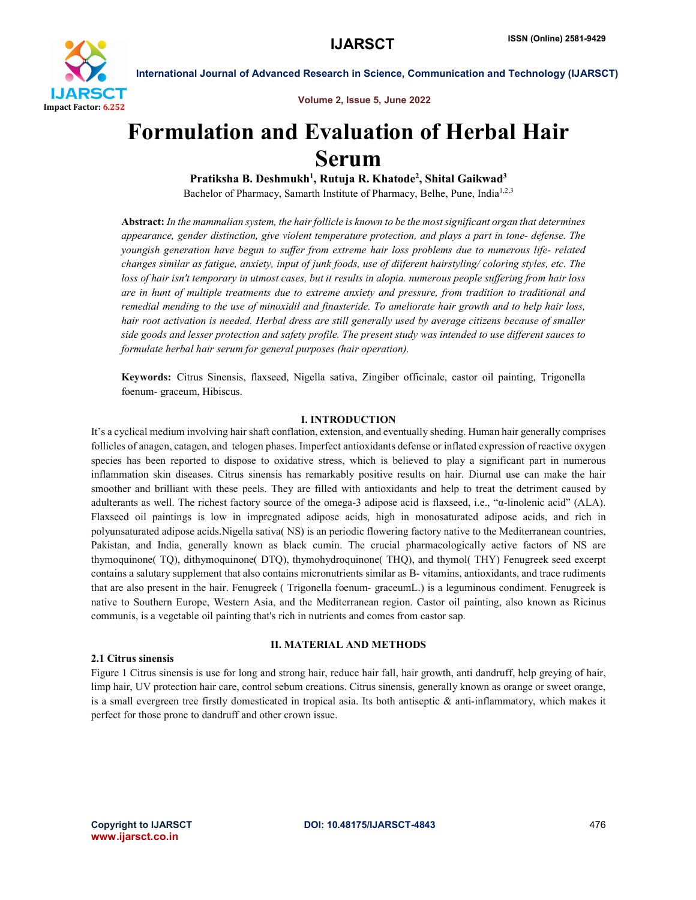# Formulation and Evaluation of Herbal Hair Serum

**Pratiksha B. Deshmukh[1], Rutuja R. Khatode[2], Shital Gaikwad[3]**

Bachelor of Pharmacy, Samarth Institute of Pharmacy, Belhe, Pune, India[1,2,3]

**Abstract:** *In the mammalian system, the hair follicle is known to be the most significant organ that determines appearance, gender distinction, give violent temperature protection, and plays a part in tone- defense. The youngish generation have begun to suffer from extreme hair loss problems due to numerous life- related changes similar as fatigue, anxiety, input of junk foods, use of diiferent hairstyling/ coloring styles, etc. The loss of hair isn't temporary in utmost cases, but it results in alopia. numerous people suffering from hair loss are in hunt of multiple treatments due to extreme anxiety and pressure, from tradition to traditional and remedial mending to the use of minoxidil and finasteride. To ameliorate hair growth and to help hair loss, hair root activation is needed. Herbal dress are still generally used by average citizens because of smaller side goods and lesser protection and safety profile. The present study was intended to use different sauces to formulate herbal hair serum for general purposes (hair operation).*

**Keywords:** Citrus Sinensis, flaxseed, Nigella sativa, Zingiber officinale, castor oil painting, Trigonella foenum- graceum, Hibiscus.

## I. INTRODUCTION

It's a cyclical medium involving hair shaft conflation, extension, and eventually sheding. Human hair generally comprises follicles of anagen, catagen, and telogen phases. Imperfect antioxidants defense or inflated expression of reactive oxygen species has been reported to dispose to oxidative stress, which is believed to play a significant part in numerous inflammation skin diseases. Citrus sinensis has remarkably positive results on hair. Diurnal use can make the hair smoother and brilliant with these peels. They are filled with antioxidants and help to treat the detriment caused by adulterants as well. The richest factory source of the omega-3 adipose acid is flaxseed, i.e., "α-linolenic acid" (ALA). Flaxseed oil paintings is low in impregnated adipose acids, high in monosaturated adipose acids, and rich in polyunsaturated adipose acids.Nigella sativa( NS) is an periodic flowering factory native to the Mediterranean countries, Pakistan, and India, generally known as black cumin. The crucial pharmacologically active factors of NS are thymoquinone( TQ), dithymoquinone( DTQ), thymohydroquinone( THQ), and thymol( THY) Fenugreek seed excerpt contains a salutary supplement that also contains micronutrients similar as B- vitamins, antioxidants, and trace rudiments that are also present in the hair. Fenugreek ( Trigonella foenum- graceumL.) is a leguminous condiment. Fenugreek is native to Southern Europe, Western Asia, and the Mediterranean region. Castor oil painting, also known as Ricinus communis, is a vegetable oil painting that's rich in nutrients and comes from castor sap.

## II. MATERIAL AND METHODS

### 2.1 Citrus sinensis

Figure 1 Citrus sinensis is use for long and strong hair, reduce hair fall, hair growth, anti dandruff, help greying of hair, limp hair, UV protection hair care, control sebum creations. Citrus sinensis, generally known as orange or sweet orange, is a small evergreen tree firstly domesticated in tropical asia. Its both antiseptic & anti-inflammatory, which makes it perfect for those prone to dandruff and other crown issue.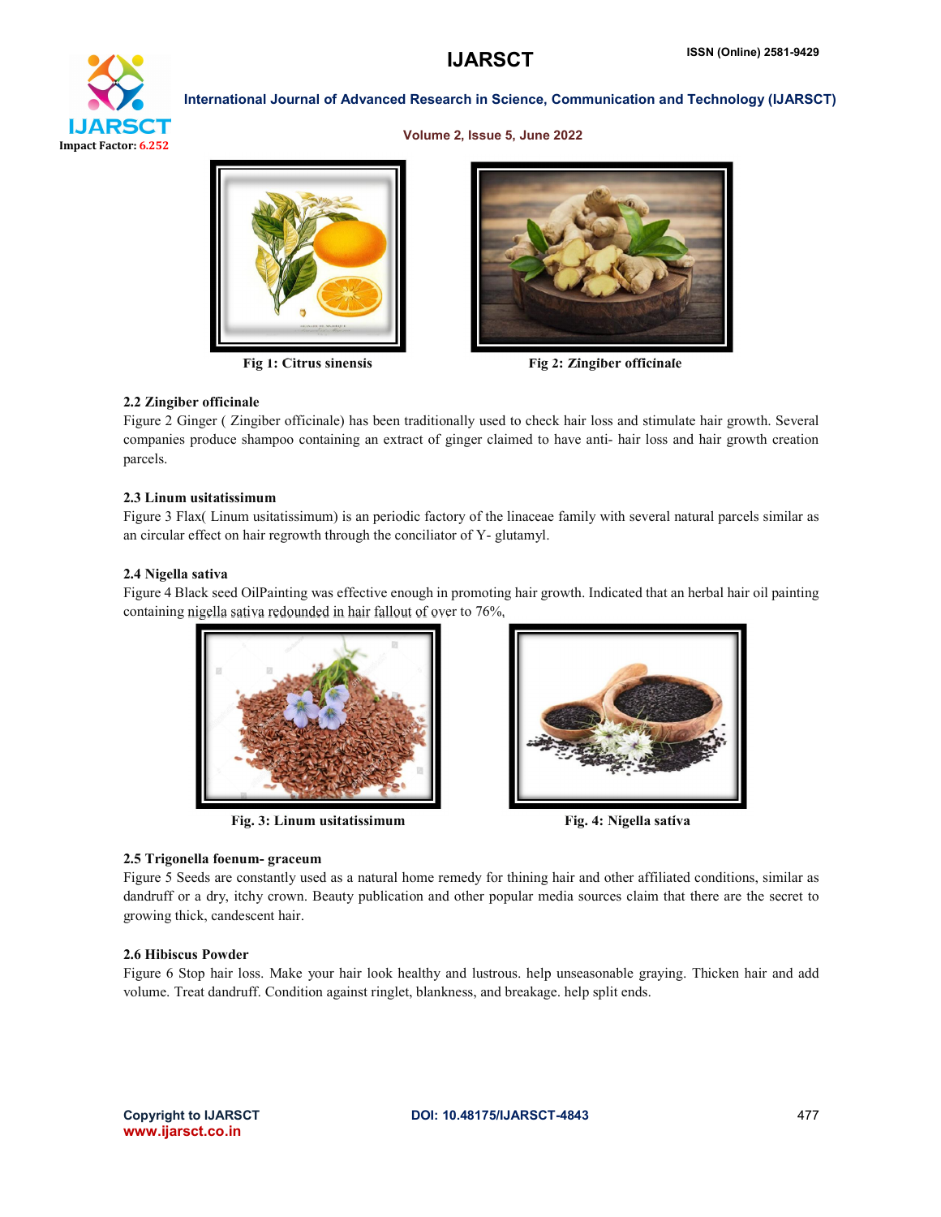Fig 1: Citrus sinensis

Fig 2: *Zingiber officinale*

**2.2 Zingiber officinale**

Figure 2 Ginger ( Zingiber officinale) has been traditionally used to check hair loss and stimulate hair growth. Several companies produce shampoo containing an extract of ginger claimed to have anti- hair loss and hair growth creation parcels.

**2.3 Linum usitatissimum**

Figure 3 Flax( Linum usitatissimum) is an periodic factory of the linaceae family with several natural parcels similar as an circular effect on hair regrowth through the conciliator of Y- glutamyl.

**2.4 Nigella sativa**

Figure 4 Black seed OilPainting was effective enough in promoting hair growth. Indicated that an herbal hair oil painting containing nigella sativa redounded in hair fallout of over to 76%,

Fig. 3: Linum usitatissimum

Fig. 4: Nigella sativa

**2.5 Trigonella foenum- graceum**

Figure 5 Seeds are constantly used as a natural home remedy for thining hair and other affiliated conditions, similar as dandruff or a dry, itchy crown. Beauty publication and other popular media sources claim that there are the secret to growing thick, candescent hair.

**2.6 Hibiscus Powder**

Figure 6 Stop hair loss. Make your hair look healthy and lustrous. help unseasonable graying. Thicken hair and add volume. Treat dandruff. Condition against ringlet, blankness, and breakage. help split ends.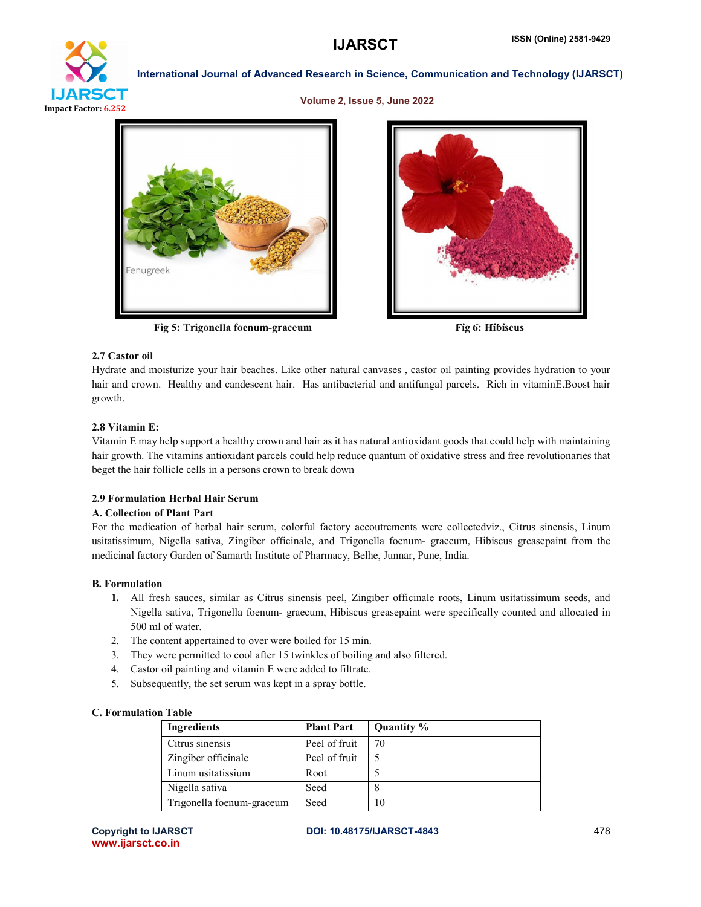Fig 5: Trigonella foenum-graceum

Fig 6: Hibiscus

### 2.7 Castor oil

Hydrate and moisturize your hair beaches. Like other natural canvases , castor oil painting provides hydration to your hair and crown. Healthy and candescent hair. Has antibacterial and antifungal parcels. Rich in vitaminE.Boost hair growth.

### 2.8 Vitamin E:

Vitamin E may help support a healthy crown and hair as it has natural antioxidant goods that could help with maintaining hair growth. The vitamins antioxidant parcels could help reduce quantum of oxidative stress and free revolutionaries that beget the hair follicle cells in a persons crown to break down

### 2.9 Formulation Herbal Hair Serum

#### A. Collection of Plant Part

For the medication of herbal hair serum, colorful factory accoutrements were collectedviz., Citrus sinensis, Linum usitatissimum, Nigella sativa, Zingiber officinale, and Trigonella foenum- graecum, Hibiscus greasepaint from the medicinal factory Garden of Samarth Institute of Pharmacy, Belhe, Junnar, Pune, India.

#### B. Formulation

1. All fresh sauces, similar as Citrus sinensis peel, Zingiber officinale roots, Linum usitatissimum seeds, and Nigella sativa, Trigonella foenum- graecum, Hibiscus greasepaint were specifically counted and allocated in 500 ml of water.
2. The content appertained to over were boiled for 15 min.
3. They were permitted to cool after 15 twinkles of boiling and also filtered.
4. Castor oil painting and vitamin E were added to filtrate.
5. Subsequently, the set serum was kept in a spray bottle.

#### C. Formulation Table

| Ingredients | Plant Part | Quantity % |
|---|---|---|
| Citrus sinensis | Peel of fruit | 70 |
| Zingiber officinale | Peel of fruit | 5 |
| Linum usitatissium | Root | 5 |
| Nigella sativa | Seed | 8 |
| Trigonella foenum-graceum | Seed | 10 |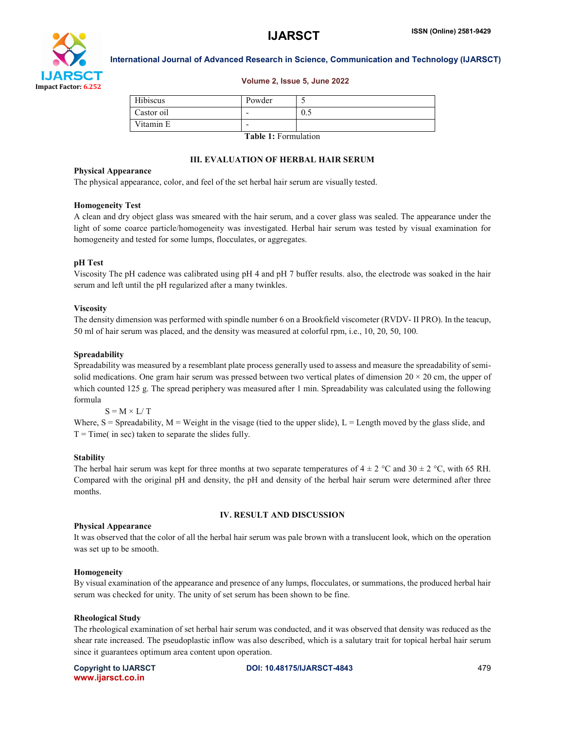| Hibiscus | Powder | 5 |
| --- | --- | --- |
| Castor oil | - | 0.5 |
| Vitamin E | - | |

**Table 1:** Formulation

## III. EVALUATION OF HERBAL HAIR SERUM

**Physical Appearance**

The physical appearance, color, and feel of the set herbal hair serum are visually tested.

**Homogeneity Test**

A clean and dry object glass was smeared with the hair serum, and a cover glass was sealed. The appearance under the light of some coarce particle/homogeneity was investigated. Herbal hair serum was tested by visual examination for homogeneity and tested for some lumps, flocculates, or aggregates.

**pH Test**

Viscosity The pH cadence was calibrated using pH 4 and pH 7 buffer results. also, the electrode was soaked in the hair serum and left until the pH regularized after a many twinkles.

**Viscosity**

The density dimension was performed with spindle number 6 on a Brookfield viscometer (RVDV- II PRO). In the teacup, 50 ml of hair serum was placed, and the density was measured at colorful rpm, i.e., 10, 20, 50, 100.

**Spreadability**

Spreadability was measured by a resemblant plate process generally used to assess and measure the spreadability of semi-solid medications. One gram hair serum was pressed between two vertical plates of dimension 20 × 20 cm, the upper of which counted 125 g. The spread periphery was measured after 1 min. Spreadability was calculated using the following formula

$$S = M \times L / T$$

Where, S = Spreadability, M = Weight in the visage (tied to the upper slide), L = Length moved by the glass slide, and T = Time( in sec) taken to separate the slides fully.

**Stability**

The herbal hair serum was kept for three months at two separate temperatures of 4 ± 2 °C and 30 ± 2 °C, with 65 RH. Compared with the original pH and density, the pH and density of the herbal hair serum were determined after three months.

## IV. RESULT AND DISCUSSION

**Physical Appearance**

It was observed that the color of all the herbal hair serum was pale brown with a translucent look, which on the operation was set up to be smooth.

**Homogeneity**

By visual examination of the appearance and presence of any lumps, flocculates, or summations, the produced herbal hair serum was checked for unity. The unity of set serum has been shown to be fine.

**Rheological Study**

The rheological examination of set herbal hair serum was conducted, and it was observed that density was reduced as the shear rate increased. The pseudoplastic inflow was also described, which is a salutary trait for topical herbal hair serum since it guarantees optimum area content upon operation.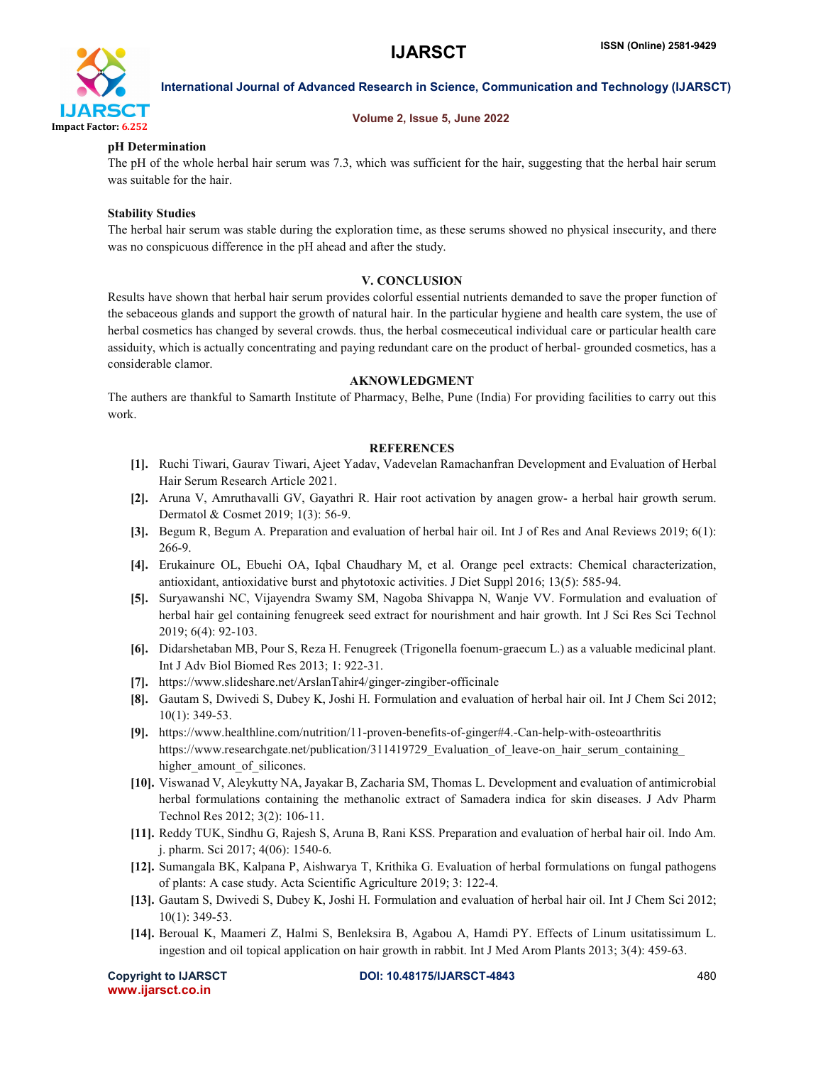### pH Determination

The pH of the whole herbal hair serum was 7.3, which was sufficient for the hair, suggesting that the herbal hair serum was suitable for the hair.

### Stability Studies

The herbal hair serum was stable during the exploration time, as these serums showed no physical insecurity, and there was no conspicuous difference in the pH ahead and after the study.

## V. CONCLUSION

Results have shown that herbal hair serum provides colorful essential nutrients demanded to save the proper function of the sebaceous glands and support the growth of natural hair. In the particular hygiene and health care system, the use of herbal cosmetics has changed by several crowds. thus, the herbal cosmeceutical individual care or particular health care assiduity, which is actually concentrating and paying redundant care on the product of herbal- grounded cosmetics, has a considerable clamor.

## AKNOWLEDGMENT

The authers are thankful to Samarth Institute of Pharmacy, Belhe, Pune (India) For providing facilities to carry out this work.

## REFERENCES

[1]. Ruchi Tiwari, Gaurav Tiwari, Ajeet Yadav, Vadevelan Ramachanfran Development and Evaluation of Herbal Hair Serum Research Article 2021.

[2]. Aruna V, Amruthavalli GV, Gayathri R. Hair root activation by anagen grow- a herbal hair growth serum. Dermatol & Cosmet 2019; 1(3): 56-9.

[3]. Begum R, Begum A. Preparation and evaluation of herbal hair oil. Int J of Res and Anal Reviews 2019; 6(1): 266-9.

[4]. Erukainure OL, Ebuehi OA, Iqbal Chaudhary M, et al. Orange peel extracts: Chemical characterization, antioxidant, antioxidative burst and phytotoxic activities. J Diet Suppl 2016; 13(5): 585-94.

[5]. Suryawanshi NC, Vijayendra Swamy SM, Nagoba Shivappa N, Wanje VV. Formulation and evaluation of herbal hair gel containing fenugreek seed extract for nourishment and hair growth. Int J Sci Res Sci Technol 2019; 6(4): 92-103.

[6]. Didarshetaban MB, Pour S, Reza H. Fenugreek (Trigonella foenum-graecum L.) as a valuable medicinal plant. Int J Adv Biol Biomed Res 2013; 1: 922-31.

[7]. https://www.slideshare.net/ArslanTahir4/ginger-zingiber-officinale

[8]. Gautam S, Dwivedi S, Dubey K, Joshi H. Formulation and evaluation of herbal hair oil. Int J Chem Sci 2012; 10(1): 349-53.

[9]. https://www.healthline.com/nutrition/11-proven-benefits-of-ginger#4.-Can-help-with-osteoarthritis https://www.researchgate.net/publication/311419729_Evaluation_of_leave-on_hair_serum_containing_higher_amount_of_silicones.

[10]. Viswanad V, Aleykutty NA, Jayakar B, Zacharia SM, Thomas L. Development and evaluation of antimicrobial herbal formulations containing the methanolic extract of Samadera indica for skin diseases. J Adv Pharm Technol Res 2012; 3(2): 106-11.

[11]. Reddy TUK, Sindhu G, Rajesh S, Aruna B, Rani KSS. Preparation and evaluation of herbal hair oil. Indo Am. j. pharm. Sci 2017; 4(06): 1540-6.

[12]. Sumangala BK, Kalpana P, Aishwarya T, Krithika G. Evaluation of herbal formulations on fungal pathogens of plants: A case study. Acta Scientific Agriculture 2019; 3: 122-4.

[13]. Gautam S, Dwivedi S, Dubey K, Joshi H. Formulation and evaluation of herbal hair oil. Int J Chem Sci 2012; 10(1): 349-53.

[14]. Beroual K, Maameri Z, Halmi S, Benleksira B, Agabou A, Hamdi PY. Effects of Linum usitatissimum L. ingestion and oil topical application on hair growth in rabbit. Int J Med Arom Plants 2013; 3(4): 459-63.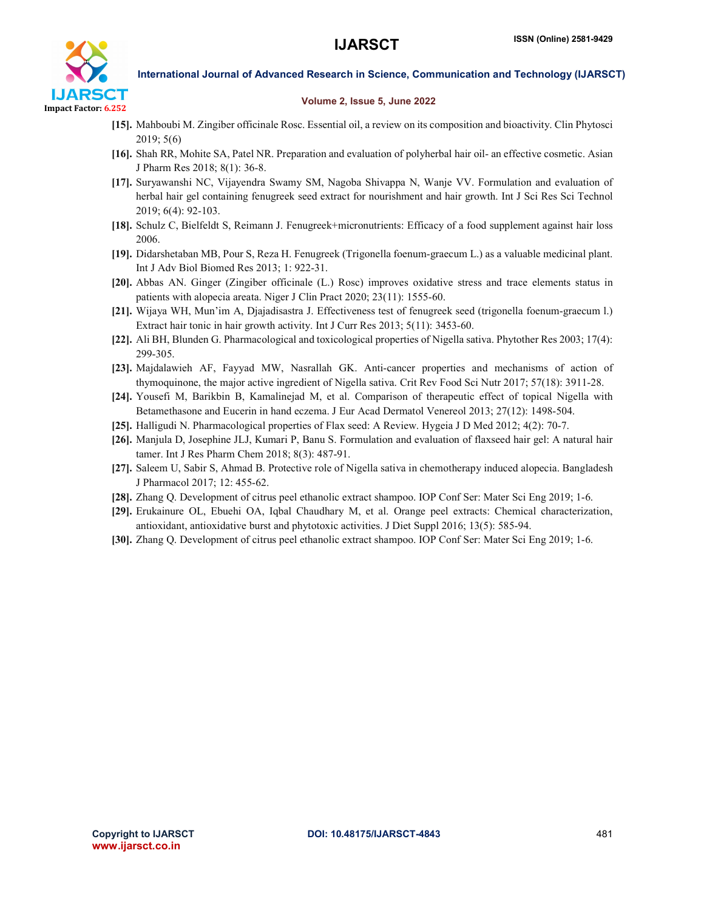**[15].** Mahboubi M. Zingiber officinale Rosc. Essential oil, a review on its composition and bioactivity. Clin Phytosci 2019; 5(6)

**[16].** Shah RR, Mohite SA, Patel NR. Preparation and evaluation of polyherbal hair oil- an effective cosmetic. Asian J Pharm Res 2018; 8(1): 36-8.

**[17].** Suryawanshi NC, Vijayendra Swamy SM, Nagoba Shivappa N, Wanje VV. Formulation and evaluation of herbal hair gel containing fenugreek seed extract for nourishment and hair growth. Int J Sci Res Sci Technol 2019; 6(4): 92-103.

**[18].** Schulz C, Bielfeldt S, Reimann J. Fenugreek+micronutrients: Efficacy of a food supplement against hair loss 2006.

**[19].** Didarshetaban MB, Pour S, Reza H. Fenugreek (Trigonella foenum-graecum L.) as a valuable medicinal plant. Int J Adv Biol Biomed Res 2013; 1: 922-31.

**[20].** Abbas AN. Ginger (Zingiber officinale (L.) Rosc) improves oxidative stress and trace elements status in patients with alopecia areata. Niger J Clin Pract 2020; 23(11): 1555-60.

**[21].** Wijaya WH, Mun'im A, Djajadisastra J. Effectiveness test of fenugreek seed (trigonella foenum-graecum l.) Extract hair tonic in hair growth activity. Int J Curr Res 2013; 5(11): 3453-60.

**[22].** Ali BH, Blunden G. Pharmacological and toxicological properties of Nigella sativa. Phytother Res 2003; 17(4): 299-305.

**[23].** Majdalawieh AF, Fayyad MW, Nasrallah GK. Anti-cancer properties and mechanisms of action of thymoquinone, the major active ingredient of Nigella sativa. Crit Rev Food Sci Nutr 2017; 57(18): 3911-28.

**[24].** Yousefi M, Barikbin B, Kamalinejad M, et al. Comparison of therapeutic effect of topical Nigella with Betamethasone and Eucerin in hand eczema. J Eur Acad Dermatol Venereol 2013; 27(12): 1498-504.

**[25].** Halligudi N. Pharmacological properties of Flax seed: A Review. Hygeia J D Med 2012; 4(2): 70-7.

**[26].** Manjula D, Josephine JLJ, Kumari P, Banu S. Formulation and evaluation of flaxseed hair gel: A natural hair tamer. Int J Res Pharm Chem 2018; 8(3): 487-91.

**[27].** Saleem U, Sabir S, Ahmad B. Protective role of Nigella sativa in chemotherapy induced alopecia. Bangladesh J Pharmacol 2017; 12: 455-62.

**[28].** Zhang Q. Development of citrus peel ethanolic extract shampoo. IOP Conf Ser: Mater Sci Eng 2019; 1-6.

**[29].** Erukainure OL, Ebuehi OA, Iqbal Chaudhary M, et al. Orange peel extracts: Chemical characterization, antioxidant, antioxidative burst and phytotoxic activities. J Diet Suppl 2016; 13(5): 585-94.

**[30].** Zhang Q. Development of citrus peel ethanolic extract shampoo. IOP Conf Ser: Mater Sci Eng 2019; 1-6.